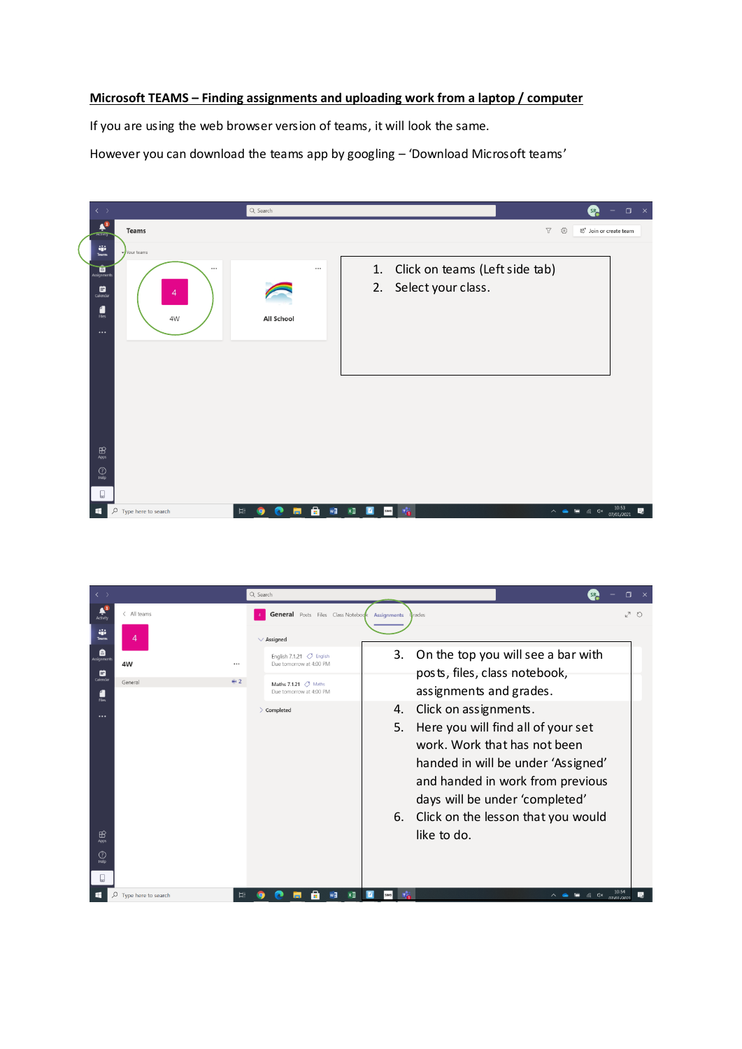# Microsoft TEAMS – Finding assignments and uploading work from a laptop / computer

If you are using the web browser version of teams, it will look the same.

However you can download the teams app by googling – 'Download Microsoft teams'

1. Click on teams (Left side tab)
2. Select your class.

3. On the top you will see a bar with posts, files, class notebook, assignments and grades.
4. Click on assignments.
5. Here you will find all of your set work. Work that has not been handed in will be under 'Assigned' and handed in work from previous days will be under 'completed'
6. Click on the lesson that you would like to do.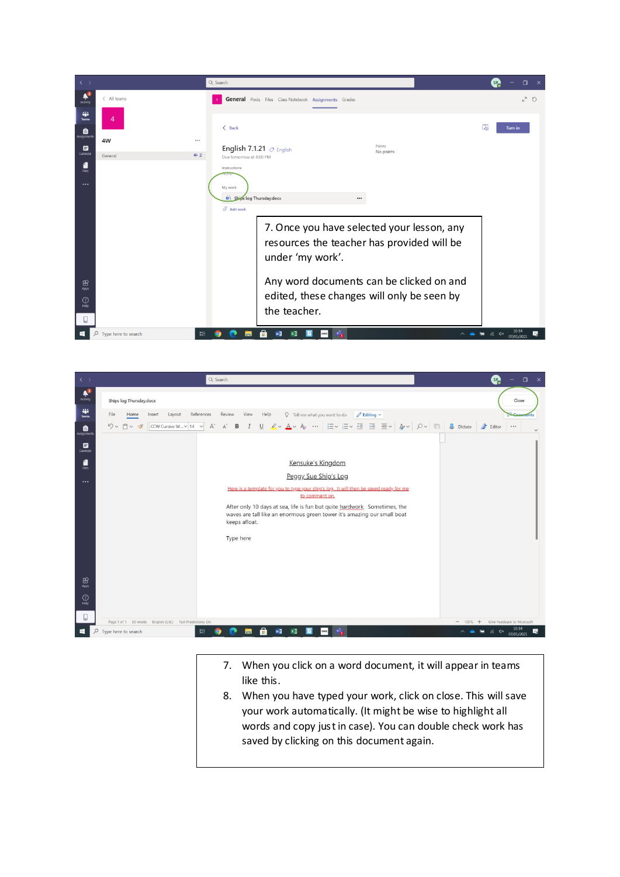7. Once you have selected your lesson, any resources the teacher has provided will be under 'my work'.

Any word documents can be clicked on and edited, these changes will only be seen by the teacher.

7. When you click on a word document, it will appear in teams like this.
8. When you have typed your work, click on close. This will save your work automatically. (It might be wise to highlight all words and copy just in case). You can double check work has saved by clicking on this document again.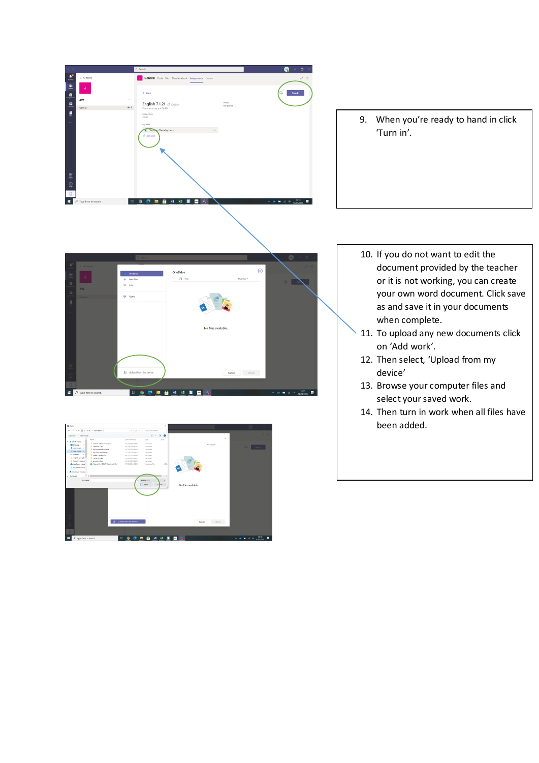9. When you're ready to hand in click 'Turn in'.

10. If you do not want to edit the document provided by the teacher or it is not working, you can create your own word document. Click save as and save it in your documents when complete.
11. To upload any new documents click on 'Add work'.
12. Then select, 'Upload from my device'
13. Browse your computer files and select your saved work.
14. Then turn in work when all files have been added.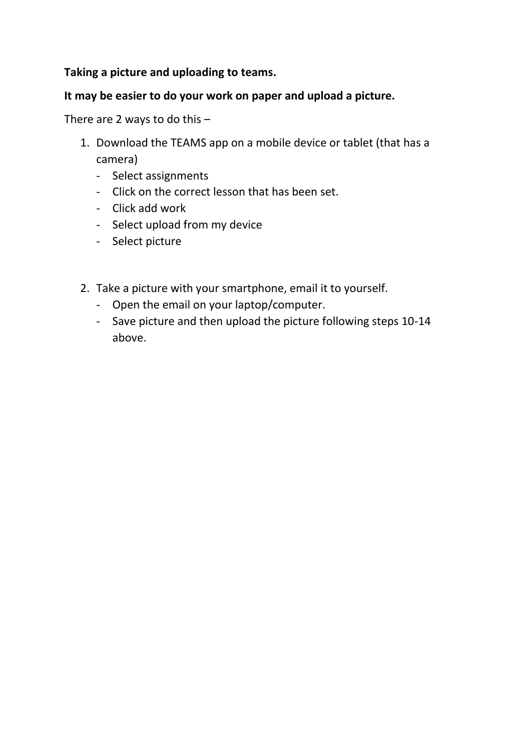**Taking a picture and uploading to teams.**

**It may be easier to do your work on paper and upload a picture.**

There are 2 ways to do this –

1. Download the TEAMS app on a mobile device or tablet (that has a camera)
   - Select assignments
   - Click on the correct lesson that has been set.
   - Click add work
   - Select upload from my device
   - Select picture

2. Take a picture with your smartphone, email it to yourself.
   - Open the email on your laptop/computer.
   - Save picture and then upload the picture following steps 10-14 above.